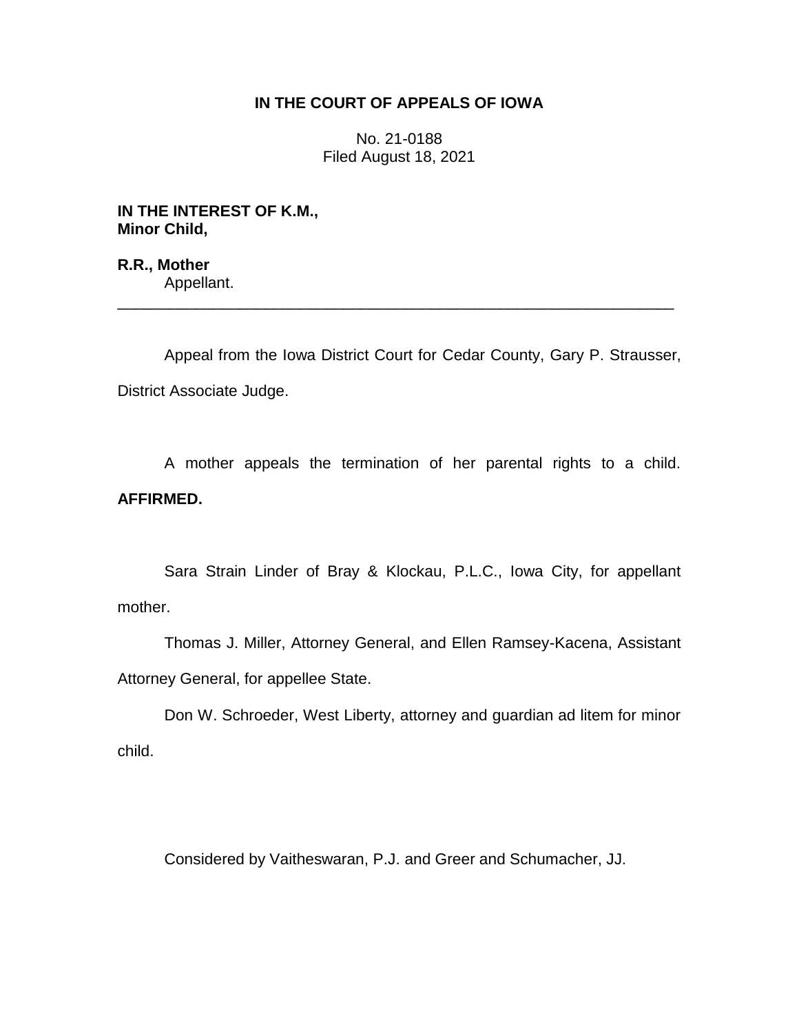# IN THE COURT OF APPEALS OF IOWA

No. 21-0188
Filed August 18, 2021

**IN THE INTEREST OF K.M.,**
**Minor Child,**

**R.R., Mother**
Appellant.

---

Appeal from the Iowa District Court for Cedar County, Gary P. Strausser, District Associate Judge.

A mother appeals the termination of her parental rights to a child. **AFFIRMED.**

Sara Strain Linder of Bray & Klockau, P.L.C., Iowa City, for appellant mother.

Thomas J. Miller, Attorney General, and Ellen Ramsey-Kacena, Assistant Attorney General, for appellee State.

Don W. Schroeder, West Liberty, attorney and guardian ad litem for minor child.

Considered by Vaitheswaran, P.J. and Greer and Schumacher, JJ.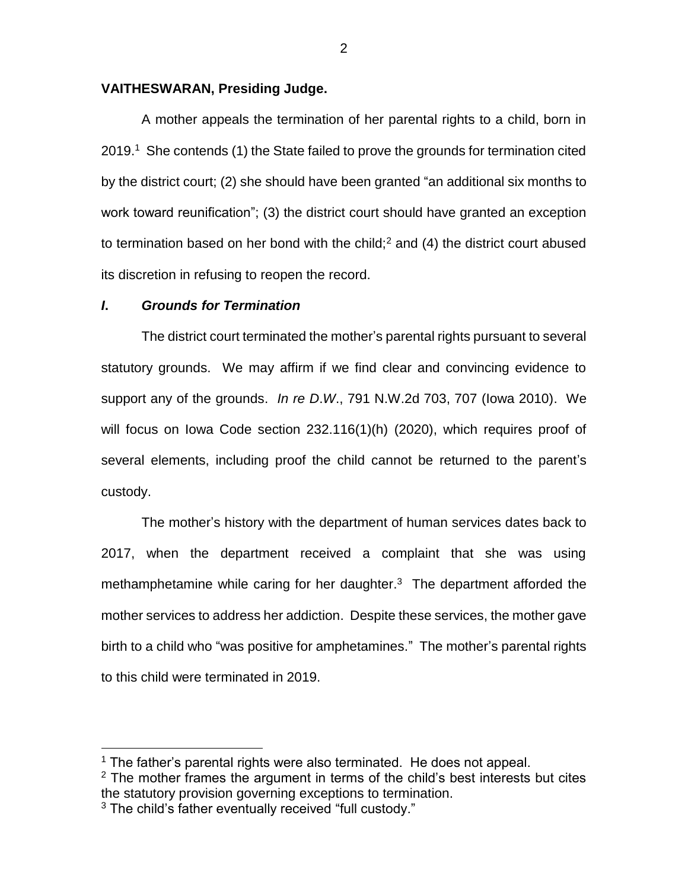**VAITHESWARAN, Presiding Judge.**

A mother appeals the termination of her parental rights to a child, born in 2019.[1] She contends (1) the State failed to prove the grounds for termination cited by the district court; (2) she should have been granted "an additional six months to work toward reunification"; (3) the district court should have granted an exception to termination based on her bond with the child;[2] and (4) the district court abused its discretion in refusing to reopen the record.

### *I. Grounds for Termination*

The district court terminated the mother's parental rights pursuant to several statutory grounds. We may affirm if we find clear and convincing evidence to support any of the grounds. *In re D.W.*, 791 N.W.2d 703, 707 (Iowa 2010). We will focus on Iowa Code section 232.116(1)(h) (2020), which requires proof of several elements, including proof the child cannot be returned to the parent's custody.

The mother's history with the department of human services dates back to 2017, when the department received a complaint that she was using methamphetamine while caring for her daughter.[3] The department afforded the mother services to address her addiction. Despite these services, the mother gave birth to a child who "was positive for amphetamines." The mother's parental rights to this child were terminated in 2019.

---

[1] The father's parental rights were also terminated. He does not appeal.

[2] The mother frames the argument in terms of the child's best interests but cites the statutory provision governing exceptions to termination.

[3] The child's father eventually received "full custody."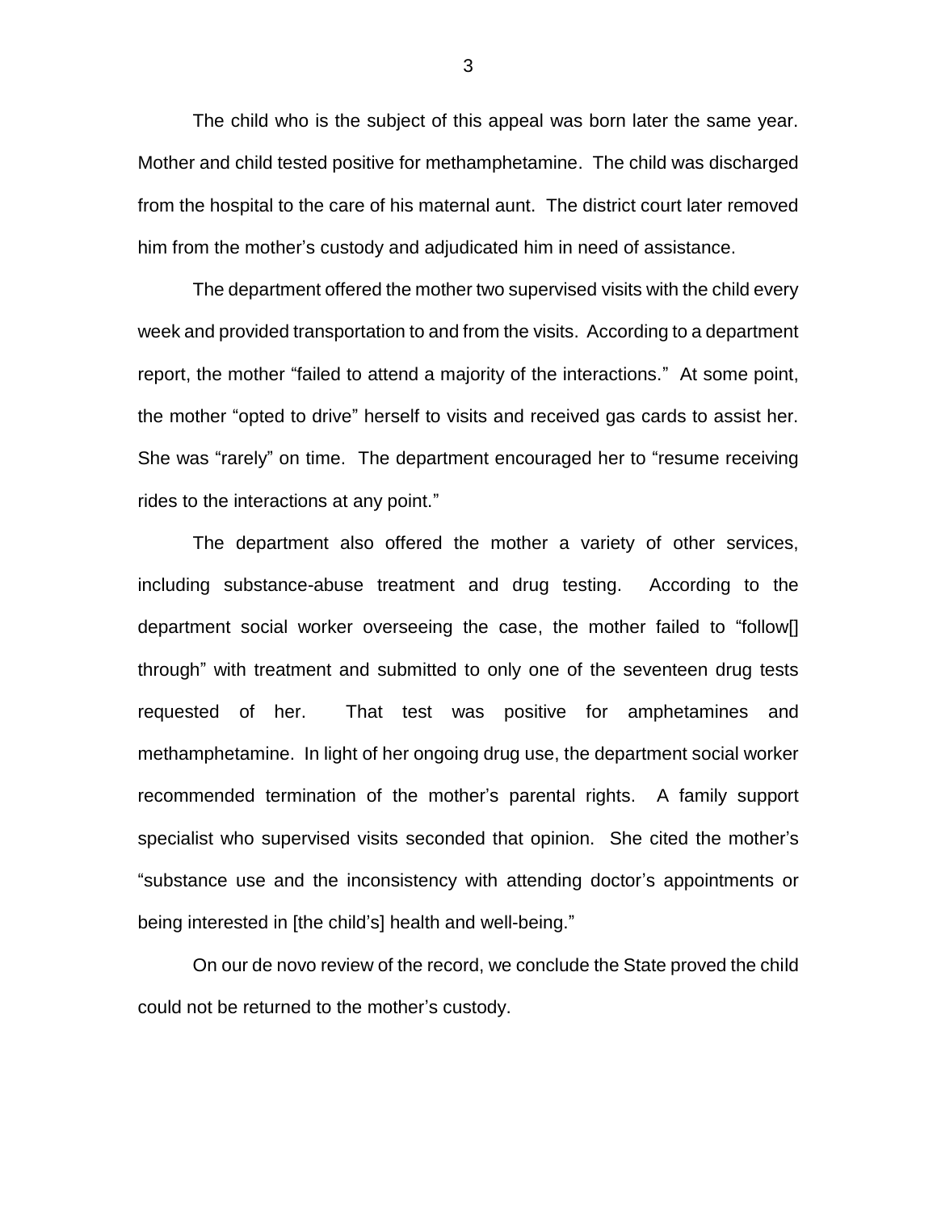The child who is the subject of this appeal was born later the same year. Mother and child tested positive for methamphetamine. The child was discharged from the hospital to the care of his maternal aunt. The district court later removed him from the mother's custody and adjudicated him in need of assistance.

The department offered the mother two supervised visits with the child every week and provided transportation to and from the visits. According to a department report, the mother "failed to attend a majority of the interactions." At some point, the mother "opted to drive" herself to visits and received gas cards to assist her. She was "rarely" on time. The department encouraged her to "resume receiving rides to the interactions at any point."

The department also offered the mother a variety of other services, including substance-abuse treatment and drug testing. According to the department social worker overseeing the case, the mother failed to "follow[] through" with treatment and submitted to only one of the seventeen drug tests requested of her. That test was positive for amphetamines and methamphetamine. In light of her ongoing drug use, the department social worker recommended termination of the mother's parental rights. A family support specialist who supervised visits seconded that opinion. She cited the mother's "substance use and the inconsistency with attending doctor's appointments or being interested in [the child's] health and well-being."

On our de novo review of the record, we conclude the State proved the child could not be returned to the mother's custody.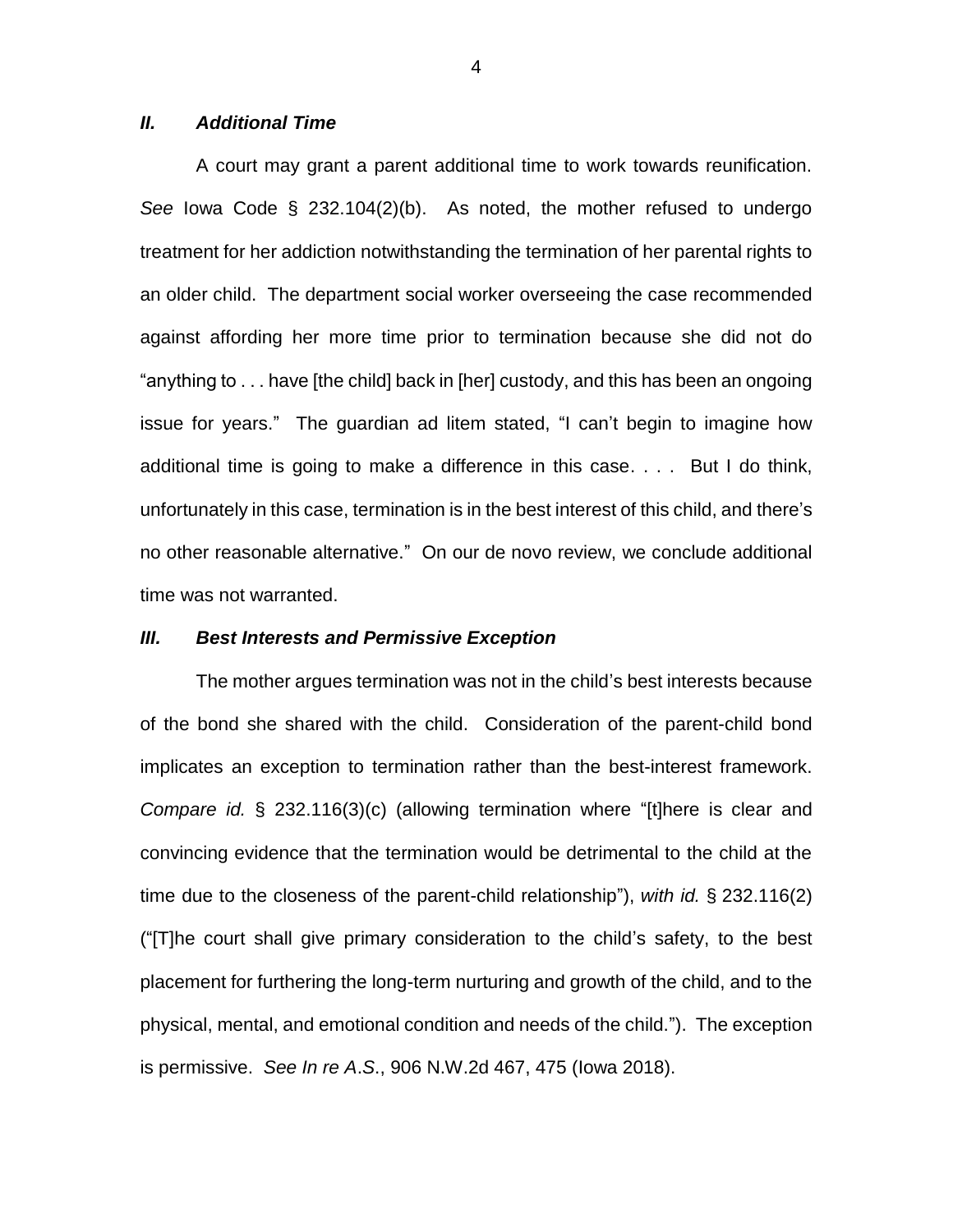### *II. Additional Time*

A court may grant a parent additional time to work towards reunification. *See* Iowa Code § 232.104(2)(b). As noted, the mother refused to undergo treatment for her addiction notwithstanding the termination of her parental rights to an older child. The department social worker overseeing the case recommended against affording her more time prior to termination because she did not do "anything to . . . have [the child] back in [her] custody, and this has been an ongoing issue for years." The guardian ad litem stated, "I can't begin to imagine how additional time is going to make a difference in this case. . . . But I do think, unfortunately in this case, termination is in the best interest of this child, and there's no other reasonable alternative." On our de novo review, we conclude additional time was not warranted.

### *III. Best Interests and Permissive Exception*

The mother argues termination was not in the child's best interests because of the bond she shared with the child. Consideration of the parent-child bond implicates an exception to termination rather than the best-interest framework. *Compare id.* § 232.116(3)(c) (allowing termination where "[t]here is clear and convincing evidence that the termination would be detrimental to the child at the time due to the closeness of the parent-child relationship"), *with id.* § 232.116(2) ("[T]he court shall give primary consideration to the child's safety, to the best placement for furthering the long-term nurturing and growth of the child, and to the physical, mental, and emotional condition and needs of the child."). The exception is permissive. *See In re A.S.*, 906 N.W.2d 467, 475 (Iowa 2018).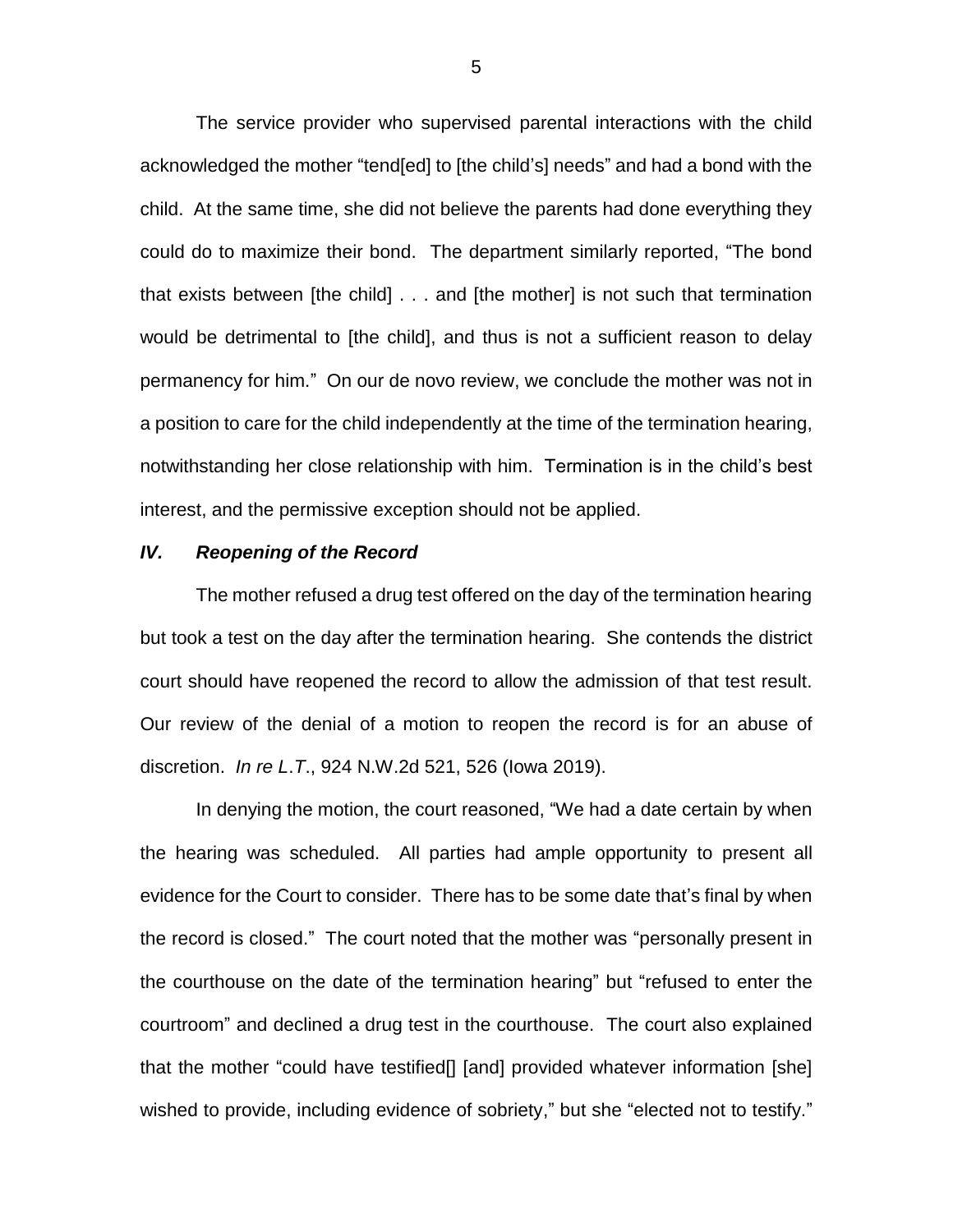The service provider who supervised parental interactions with the child acknowledged the mother "tend[ed] to [the child's] needs" and had a bond with the child. At the same time, she did not believe the parents had done everything they could do to maximize their bond. The department similarly reported, "The bond that exists between [the child] . . . and [the mother] is not such that termination would be detrimental to [the child], and thus is not a sufficient reason to delay permanency for him." On our de novo review, we conclude the mother was not in a position to care for the child independently at the time of the termination hearing, notwithstanding her close relationship with him. Termination is in the child's best interest, and the permissive exception should not be applied.

### *IV. Reopening of the Record*

The mother refused a drug test offered on the day of the termination hearing but took a test on the day after the termination hearing. She contends the district court should have reopened the record to allow the admission of that test result. Our review of the denial of a motion to reopen the record is for an abuse of discretion. *In re L.T.*, 924 N.W.2d 521, 526 (Iowa 2019).

In denying the motion, the court reasoned, "We had a date certain by when the hearing was scheduled. All parties had ample opportunity to present all evidence for the Court to consider. There has to be some date that's final by when the record is closed." The court noted that the mother was "personally present in the courthouse on the date of the termination hearing" but "refused to enter the courtroom" and declined a drug test in the courthouse. The court also explained that the mother "could have testified[] [and] provided whatever information [she] wished to provide, including evidence of sobriety," but she "elected not to testify."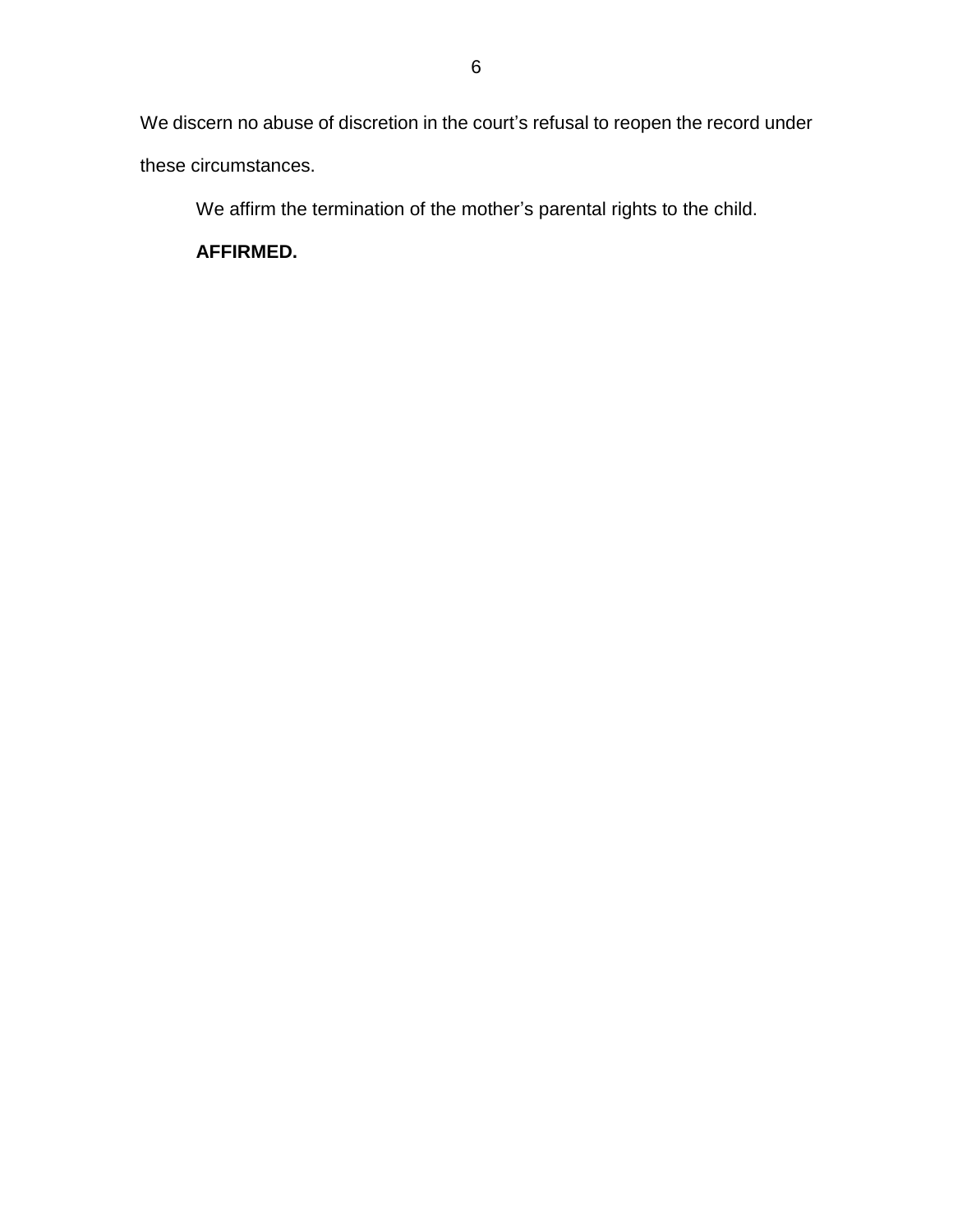We discern no abuse of discretion in the court's refusal to reopen the record under these circumstances.

We affirm the termination of the mother's parental rights to the child.

**AFFIRMED.**